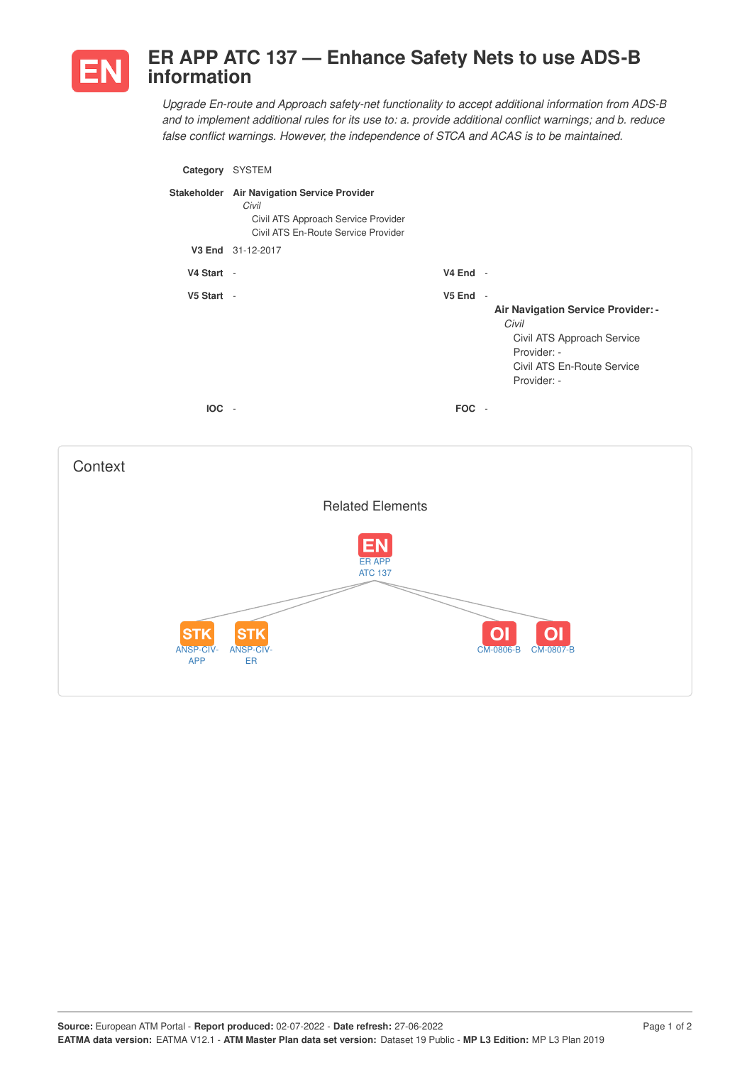# EN ER APP ATC 137 — Enhance Safety Nets to use ADS-B information

*Upgrade En-route and Approach safety-net functionality to accept additional information from ADS-B and to implement additional rules for its use to: a. provide additional conflict warnings; and b. reduce false conflict warnings. However, the independence of STCA and ACAS is to be maintained.*

**Category** SYSTEM

**Stakeholder** **Air Navigation Service Provider**
*Civil*
Civil ATS Approach Service Provider
Civil ATS En-Route Service Provider

**V3 End** 31-12-2017

**V4 Start** -

**V4 End** -

**V5 Start** -

**V5 End** -

**Air Navigation Service Provider: -**
*Civil*
Civil ATS Approach Service Provider: -
Civil ATS En-Route Service Provider: -

**IOC** -

**FOC** -

## Context

### Related Elements

EN ER APP ATC 137

STK ANSP-CIV-APP

STK ANSP-CIV-ER

OI CM-0806-B

OI CM-0807-B

**Source:** European ATM Portal - **Report produced:** 02-07-2022 - **Date refresh:** 27-06-2022
**EATMA data version:** EATMA V12.1 - **ATM Master Plan data set version:** Dataset 19 Public - **MP L3 Edition:** MP L3 Plan 2019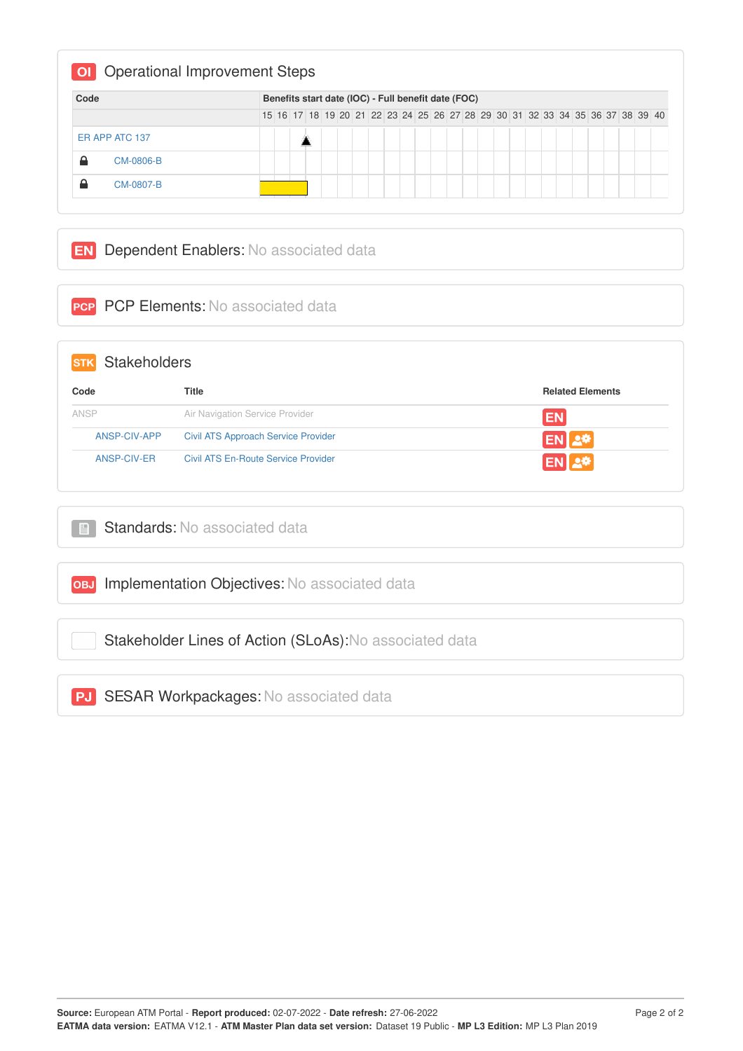## OI Operational Improvement Steps

| Code | Benefits start date (IOC) - Full benefit date (FOC) |
|---|---|
| | 15 16 17 18 19 20 21 22 23 24 25 26 27 28 29 30 31 32 33 34 35 36 37 38 39 40 |
| ER APP ATC 137 | ▲ |
| CM-0806-B | |
| CM-0807-B | |

## EN Dependent Enablers: No associated data

## PCP PCP Elements: No associated data

## STK Stakeholders

| Code | Title | Related Elements |
|---|---|---|
| ANSP | Air Navigation Service Provider | EN |
| ANSP-CIV-APP | Civil ATS Approach Service Provider | EN |
| ANSP-CIV-ER | Civil ATS En-Route Service Provider | EN |

## Standards: No associated data

## OBJ Implementation Objectives: No associated data

## Stakeholder Lines of Action (SLoAs): No associated data

## PJ SESAR Workpackages: No associated data

**Source:** European ATM Portal - **Report produced:** 02-07-2022 - **Date refresh:** 27-06-2022
**EATMA data version:** EATMA V12.1 - **ATM Master Plan data set version:** Dataset 19 Public - **MP L3 Edition:** MP L3 Plan 2019